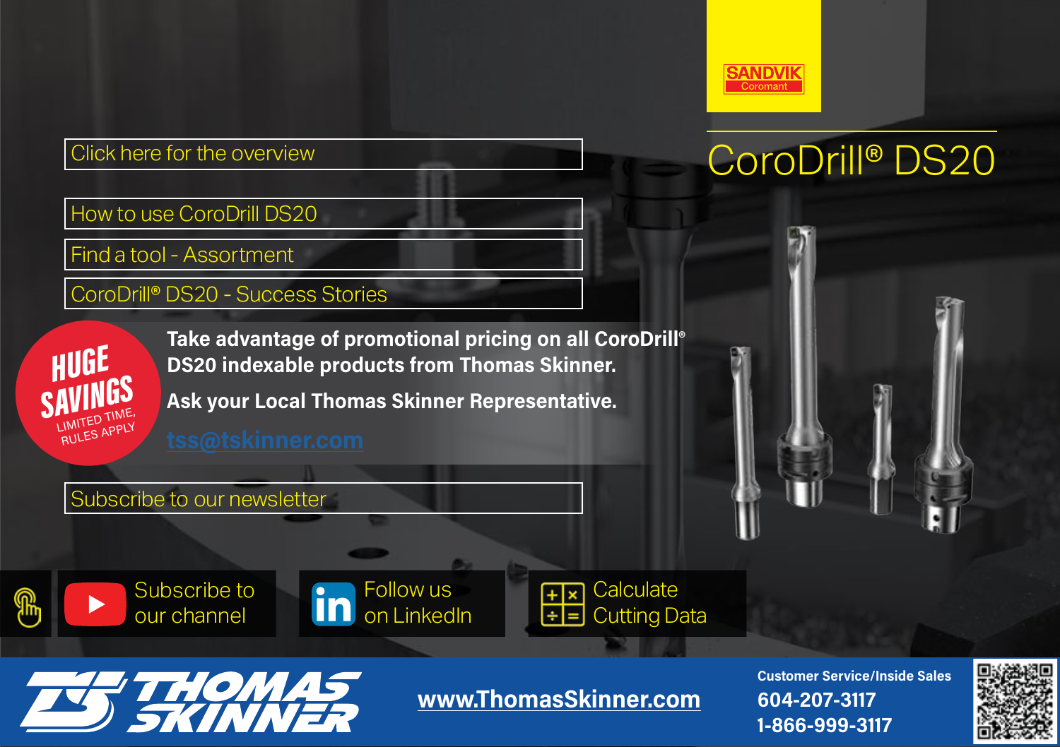SANDVIK Coromant

# CoroDrill® DS20

Click here for the overview

How to use CoroDrill DS20

Find a tool - Assortment

CoroDrill® DS20 - Success Stories

**HUGE SAVINGS**
LIMITED TIME, RULES APPLY

**Take advantage of promotional pricing on all CoroDrill® DS20 indexable products from Thomas Skinner.**

**Ask your Local Thomas Skinner Representative.**

tss@tskinner.com

Subscribe to our newsletter

Subscribe to our channel

Follow us on LinkedIn

Calculate Cutting Data

THOMAS SKINNER

www.ThomasSkinner.com

**Customer Service/Inside Sales**
**604-207-3117**
**1-866-999-3117**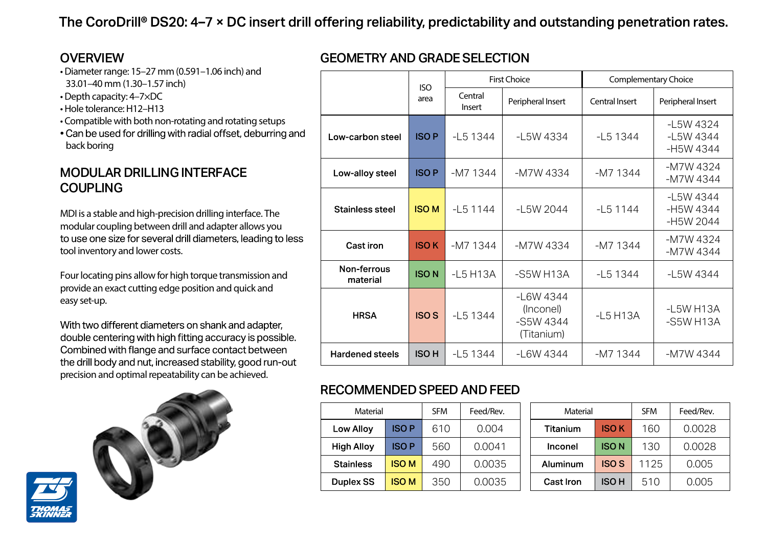# The CoroDrill® DS20: 4–7 × DC insert drill offering reliability, predictability and outstanding penetration rates.

## OVERVIEW

- Diameter range: 15–27 mm (0.591–1.06 inch) and 33.01–40 mm (1.30–1.57 inch)
- Depth capacity: 4–7×DC
- Hole tolerance: H12–H13
- Compatible with both non-rotating and rotating setups
- Can be used for drilling with radial offset, deburring and back boring

## MODULAR DRILLING INTERFACE COUPLING

MDI is a stable and high-precision drilling interface. The modular coupling between drill and adapter allows you to use one size for several drill diameters, leading to less tool inventory and lower costs.

Four locating pins allow for high torque transmission and provide an exact cutting edge position and quick and easy set-up.

With two different diameters on shank and adapter, double centering with high fitting accuracy is possible. Combined with flange and surface contact between the drill body and nut, increased stability, good run-out precision and optimal repeatability can be achieved.

## GEOMETRY AND GRADE SELECTION

| | ISO area | First Choice | | Complementary Choice | |
|---|---|---|---|---|---|
| | | Central Insert | Peripheral Insert | Central Insert | Peripheral Insert |
| **Low-carbon steel** | **ISO P** | -L5 1344 | -L5W 4334 | -L5 1344 | -L5W 4324<br>-L5W 4344<br>-H5W 4344 |
| **Low-alloy steel** | **ISO P** | -M7 1344 | -M7W 4334 | -M7 1344 | -M7W 4324<br>-M7W 4344 |
| **Stainless steel** | **ISO M** | -L5 1144 | -L5W 2044 | -L5 1144 | -L5W 4344<br>-H5W 4344<br>-H5W 2044 |
| **Cast iron** | **ISO K** | -M7 1344 | -M7W 4334 | -M7 1344 | -M7W 4324<br>-M7W 4344 |
| **Non-ferrous material** | **ISO N** | -L5 H13A | -S5W H13A | -L5 1344 | -L5W 4344 |
| **HRSA** | **ISO S** | -L5 1344 | -L6W 4344 (Inconel)<br>-S5W 4344 (Titanium) | -L5 H13A | -L5W H13A<br>-S5W H13A |
| **Hardened steels** | **ISO H** | -L5 1344 | -L6W 4344 | -M7 1344 | -M7W 4344 |

## RECOMMENDED SPEED AND FEED

| Material | | SFM | Feed/Rev. |
|---|---|---|---|
| **Low Alloy** | **ISO P** | 610 | 0.004 |
| **High Alloy** | **ISO P** | 560 | 0.0041 |
| **Stainless** | **ISO M** | 490 | 0.0035 |
| **Duplex SS** | **ISO M** | 350 | 0.0035 |

| Material | | SFM | Feed/Rev. |
|---|---|---|---|
| **Titanium** | **ISO K** | 160 | 0.0028 |
| **Inconel** | **ISO N** | 130 | 0.0028 |
| **Aluminum** | **ISO S** | 1125 | 0.005 |
| **Cast Iron** | **ISO H** | 510 | 0.005 |

THOMAS SKINNER